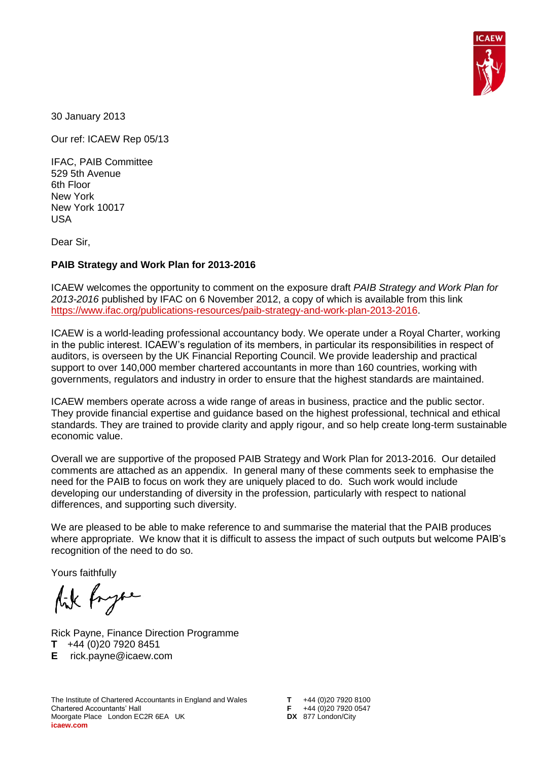30 January 2013

Our ref: ICAEW Rep 05/13

IFAC, PAIB Committee
529 5th Avenue
6th Floor
New York
New York 10017
USA

Dear Sir,

**PAIB Strategy and Work Plan for 2013-2016**

ICAEW welcomes the opportunity to comment on the exposure draft *PAIB Strategy and Work Plan for 2013-2016* published by IFAC on 6 November 2012, a copy of which is available from this link https://www.ifac.org/publications-resources/paib-strategy-and-work-plan-2013-2016.

ICAEW is a world-leading professional accountancy body. We operate under a Royal Charter, working in the public interest. ICAEW's regulation of its members, in particular its responsibilities in respect of auditors, is overseen by the UK Financial Reporting Council. We provide leadership and practical support to over 140,000 member chartered accountants in more than 160 countries, working with governments, regulators and industry in order to ensure that the highest standards are maintained.

ICAEW members operate across a wide range of areas in business, practice and the public sector. They provide financial expertise and guidance based on the highest professional, technical and ethical standards. They are trained to provide clarity and apply rigour, and so help create long-term sustainable economic value.

Overall we are supportive of the proposed PAIB Strategy and Work Plan for 2013-2016. Our detailed comments are attached as an appendix. In general many of these comments seek to emphasise the need for the PAIB to focus on work they are uniquely placed to do. Such work would include developing our understanding of diversity in the profession, particularly with respect to national differences, and supporting such diversity.

We are pleased to be able to make reference to and summarise the material that the PAIB produces where appropriate. We know that it is difficult to assess the impact of such outputs but welcome PAIB's recognition of the need to do so.

Yours faithfully

Rick Payne, Finance Direction Programme
**T** +44 (0)20 7920 8451
**E** rick.payne@icaew.com

The Institute of Chartered Accountants in England and Wales
Chartered Accountants' Hall
Moorgate Place London EC2R 6EA UK
**icaew.com**

**T** +44 (0)20 7920 8100
**F** +44 (0)20 7920 0547
**DX** 877 London/City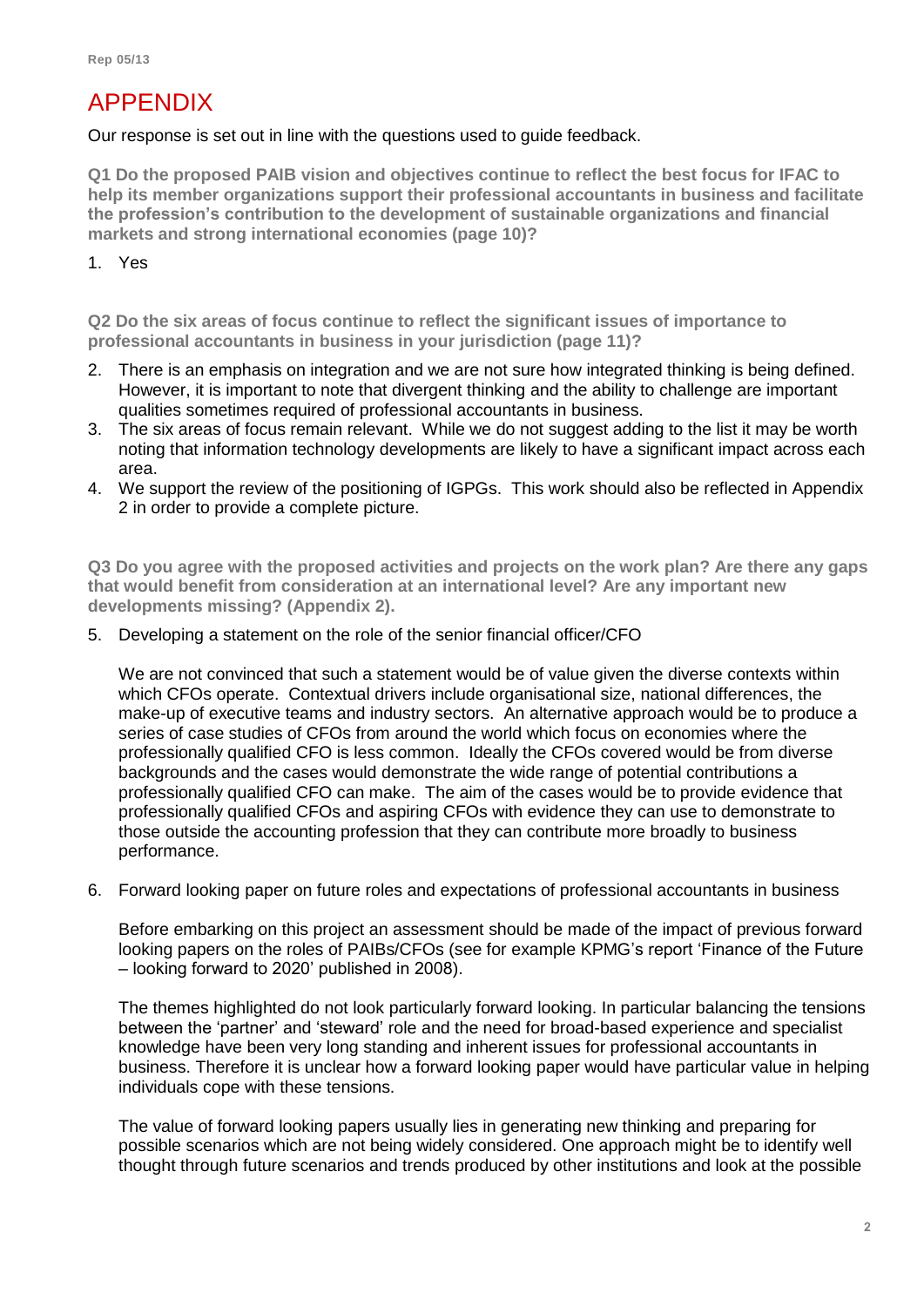# APPENDIX

Our response is set out in line with the questions used to guide feedback.

**Q1 Do the proposed PAIB vision and objectives continue to reflect the best focus for IFAC to help its member organizations support their professional accountants in business and facilitate the profession's contribution to the development of sustainable organizations and financial markets and strong international economies (page 10)?**

1. Yes

**Q2 Do the six areas of focus continue to reflect the significant issues of importance to professional accountants in business in your jurisdiction (page 11)?**

2. There is an emphasis on integration and we are not sure how integrated thinking is being defined. However, it is important to note that divergent thinking and the ability to challenge are important qualities sometimes required of professional accountants in business.
3. The six areas of focus remain relevant. While we do not suggest adding to the list it may be worth noting that information technology developments are likely to have a significant impact across each area.
4. We support the review of the positioning of IGPGs. This work should also be reflected in Appendix 2 in order to provide a complete picture.

**Q3 Do you agree with the proposed activities and projects on the work plan? Are there any gaps that would benefit from consideration at an international level? Are any important new developments missing? (Appendix 2).**

5. Developing a statement on the role of the senior financial officer/CFO

   We are not convinced that such a statement would be of value given the diverse contexts within which CFOs operate. Contextual drivers include organisational size, national differences, the make-up of executive teams and industry sectors. An alternative approach would be to produce a series of case studies of CFOs from around the world which focus on economies where the professionally qualified CFO is less common. Ideally the CFOs covered would be from diverse backgrounds and the cases would demonstrate the wide range of potential contributions a professionally qualified CFO can make. The aim of the cases would be to provide evidence that professionally qualified CFOs and aspiring CFOs with evidence they can use to demonstrate to those outside the accounting profession that they can contribute more broadly to business performance.

6. Forward looking paper on future roles and expectations of professional accountants in business

   Before embarking on this project an assessment should be made of the impact of previous forward looking papers on the roles of PAIBs/CFOs (see for example KPMG's report 'Finance of the Future – looking forward to 2020' published in 2008).

   The themes highlighted do not look particularly forward looking. In particular balancing the tensions between the 'partner' and 'steward' role and the need for broad-based experience and specialist knowledge have been very long standing and inherent issues for professional accountants in business. Therefore it is unclear how a forward looking paper would have particular value in helping individuals cope with these tensions.

   The value of forward looking papers usually lies in generating new thinking and preparing for possible scenarios which are not being widely considered. One approach might be to identify well thought through future scenarios and trends produced by other institutions and look at the possible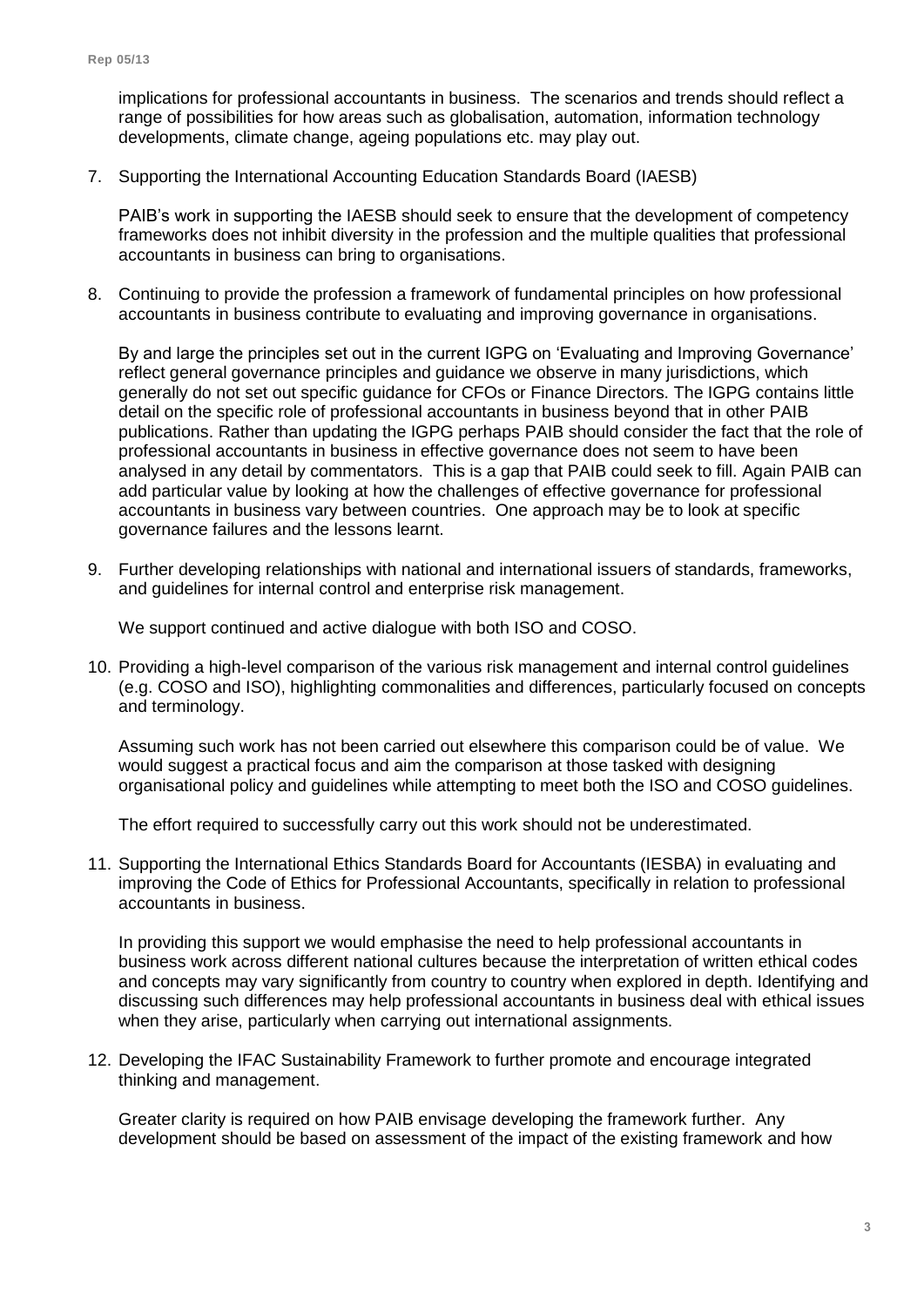implications for professional accountants in business. The scenarios and trends should reflect a range of possibilities for how areas such as globalisation, automation, information technology developments, climate change, ageing populations etc. may play out.

7. Supporting the International Accounting Education Standards Board (IAESB)

   PAIB's work in supporting the IAESB should seek to ensure that the development of competency frameworks does not inhibit diversity in the profession and the multiple qualities that professional accountants in business can bring to organisations.

8. Continuing to provide the profession a framework of fundamental principles on how professional accountants in business contribute to evaluating and improving governance in organisations.

   By and large the principles set out in the current IGPG on 'Evaluating and Improving Governance' reflect general governance principles and guidance we observe in many jurisdictions, which generally do not set out specific guidance for CFOs or Finance Directors. The IGPG contains little detail on the specific role of professional accountants in business beyond that in other PAIB publications. Rather than updating the IGPG perhaps PAIB should consider the fact that the role of professional accountants in business in effective governance does not seem to have been analysed in any detail by commentators. This is a gap that PAIB could seek to fill. Again PAIB can add particular value by looking at how the challenges of effective governance for professional accountants in business vary between countries. One approach may be to look at specific governance failures and the lessons learnt.

9. Further developing relationships with national and international issuers of standards, frameworks, and guidelines for internal control and enterprise risk management.

   We support continued and active dialogue with both ISO and COSO.

10. Providing a high-level comparison of the various risk management and internal control guidelines (e.g. COSO and ISO), highlighting commonalities and differences, particularly focused on concepts and terminology.

    Assuming such work has not been carried out elsewhere this comparison could be of value. We would suggest a practical focus and aim the comparison at those tasked with designing organisational policy and guidelines while attempting to meet both the ISO and COSO guidelines.

    The effort required to successfully carry out this work should not be underestimated.

11. Supporting the International Ethics Standards Board for Accountants (IESBA) in evaluating and improving the Code of Ethics for Professional Accountants, specifically in relation to professional accountants in business.

    In providing this support we would emphasise the need to help professional accountants in business work across different national cultures because the interpretation of written ethical codes and concepts may vary significantly from country to country when explored in depth. Identifying and discussing such differences may help professional accountants in business deal with ethical issues when they arise, particularly when carrying out international assignments.

12. Developing the IFAC Sustainability Framework to further promote and encourage integrated thinking and management.

    Greater clarity is required on how PAIB envisage developing the framework further. Any development should be based on assessment of the impact of the existing framework and how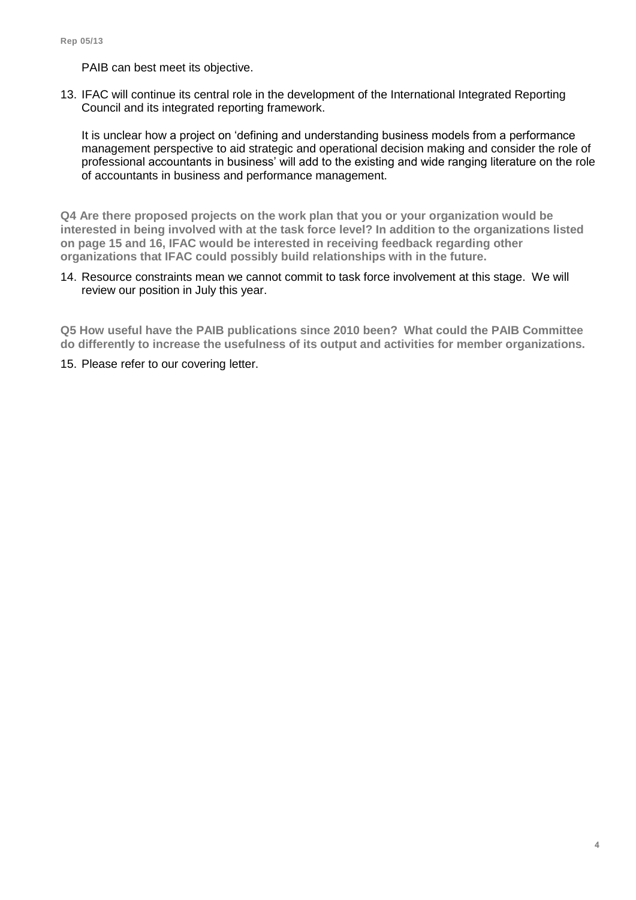PAIB can best meet its objective.

13. IFAC will continue its central role in the development of the International Integrated Reporting Council and its integrated reporting framework.

    It is unclear how a project on 'defining and understanding business models from a performance management perspective to aid strategic and operational decision making and consider the role of professional accountants in business' will add to the existing and wide ranging literature on the role of accountants in business and performance management.

**Q4 Are there proposed projects on the work plan that you or your organization would be interested in being involved with at the task force level? In addition to the organizations listed on page 15 and 16, IFAC would be interested in receiving feedback regarding other organizations that IFAC could possibly build relationships with in the future.**

14. Resource constraints mean we cannot commit to task force involvement at this stage. We will review our position in July this year.

**Q5 How useful have the PAIB publications since 2010 been? What could the PAIB Committee do differently to increase the usefulness of its output and activities for member organizations.**

15. Please refer to our covering letter.